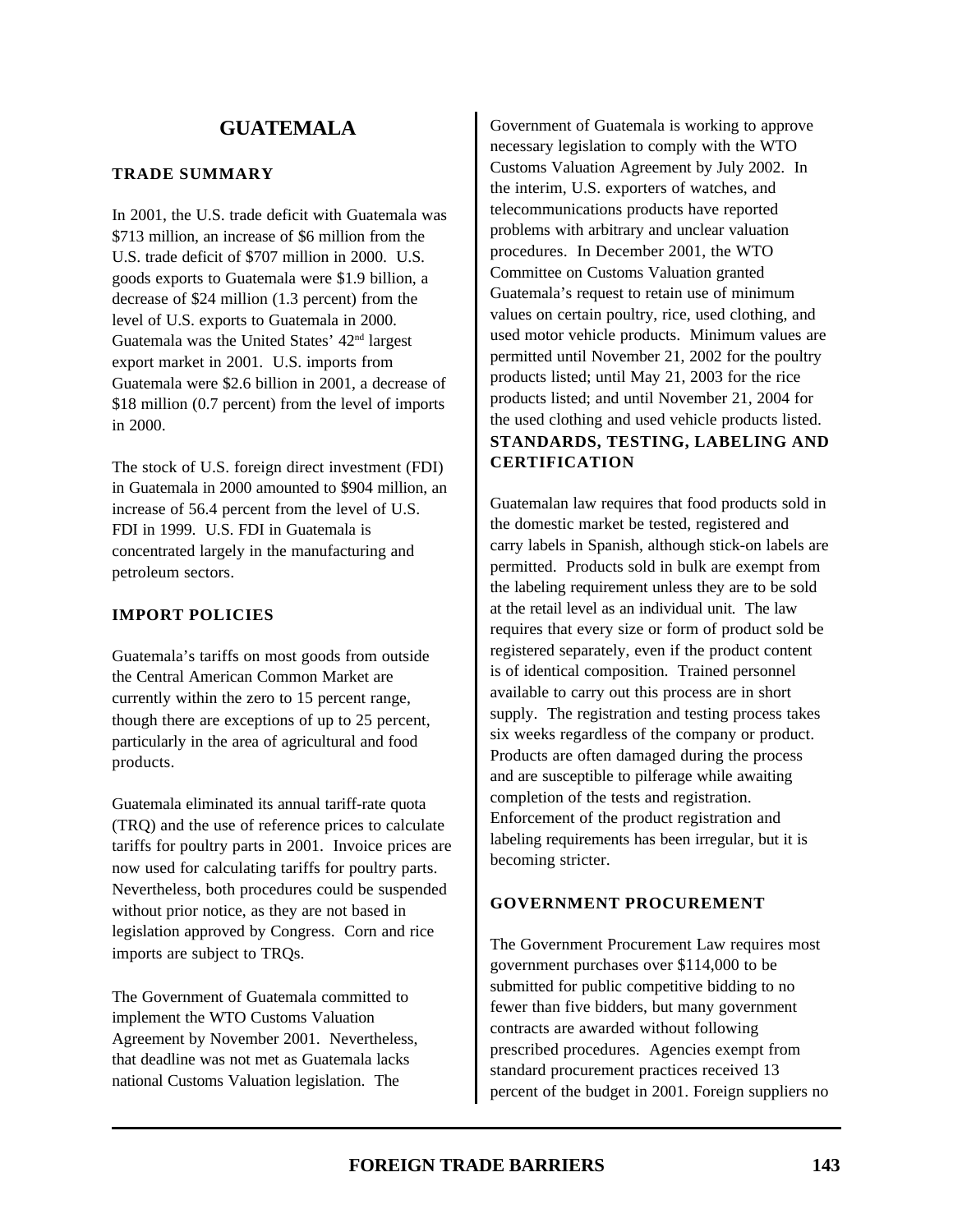# GUATEMALA

## TRADE SUMMARY

In 2001, the U.S. trade deficit with Guatemala was $713 million, an increase of $6 million from the U.S. trade deficit of $707 million in 2000. U.S. goods exports to Guatemala were $1.9 billion, a decrease of $24 million (1.3 percent) from the level of U.S. exports to Guatemala in 2000. Guatemala was the United States' 42nd largest export market in 2001. U.S. imports from Guatemala were $2.6 billion in 2001, a decrease of $18 million (0.7 percent) from the level of imports in 2000.

The stock of U.S. foreign direct investment (FDI) in Guatemala in 2000 amounted to $904 million, an increase of 56.4 percent from the level of U.S. FDI in 1999. U.S. FDI in Guatemala is concentrated largely in the manufacturing and petroleum sectors.

## IMPORT POLICIES

Guatemala's tariffs on most goods from outside the Central American Common Market are currently within the zero to 15 percent range, though there are exceptions of up to 25 percent, particularly in the area of agricultural and food products.

Guatemala eliminated its annual tariff-rate quota (TRQ) and the use of reference prices to calculate tariffs for poultry parts in 2001. Invoice prices are now used for calculating tariffs for poultry parts. Nevertheless, both procedures could be suspended without prior notice, as they are not based in legislation approved by Congress. Corn and rice imports are subject to TRQs.

The Government of Guatemala committed to implement the WTO Customs Valuation Agreement by November 2001. Nevertheless, that deadline was not met as Guatemala lacks national Customs Valuation legislation. The Government of Guatemala is working to approve necessary legislation to comply with the WTO Customs Valuation Agreement by July 2002. In the interim, U.S. exporters of watches, and telecommunications products have reported problems with arbitrary and unclear valuation procedures. In December 2001, the WTO Committee on Customs Valuation granted Guatemala's request to retain use of minimum values on certain poultry, rice, used clothing, and used motor vehicle products. Minimum values are permitted until November 21, 2002 for the poultry products listed; until May 21, 2003 for the rice products listed; and until November 21, 2004 for the used clothing and used vehicle products listed.

## STANDARDS, TESTING, LABELING AND CERTIFICATION

Guatemalan law requires that food products sold in the domestic market be tested, registered and carry labels in Spanish, although stick-on labels are permitted. Products sold in bulk are exempt from the labeling requirement unless they are to be sold at the retail level as an individual unit. The law requires that every size or form of product sold be registered separately, even if the product content is of identical composition. Trained personnel available to carry out this process are in short supply. The registration and testing process takes six weeks regardless of the company or product. Products are often damaged during the process and are susceptible to pilferage while awaiting completion of the tests and registration. Enforcement of the product registration and labeling requirements has been irregular, but it is becoming stricter.

## GOVERNMENT PROCUREMENT

The Government Procurement Law requires most government purchases over $114,000 to be submitted for public competitive bidding to no fewer than five bidders, but many government contracts are awarded without following prescribed procedures. Agencies exempt from standard procurement practices received 13 percent of the budget in 2001. Foreign suppliers no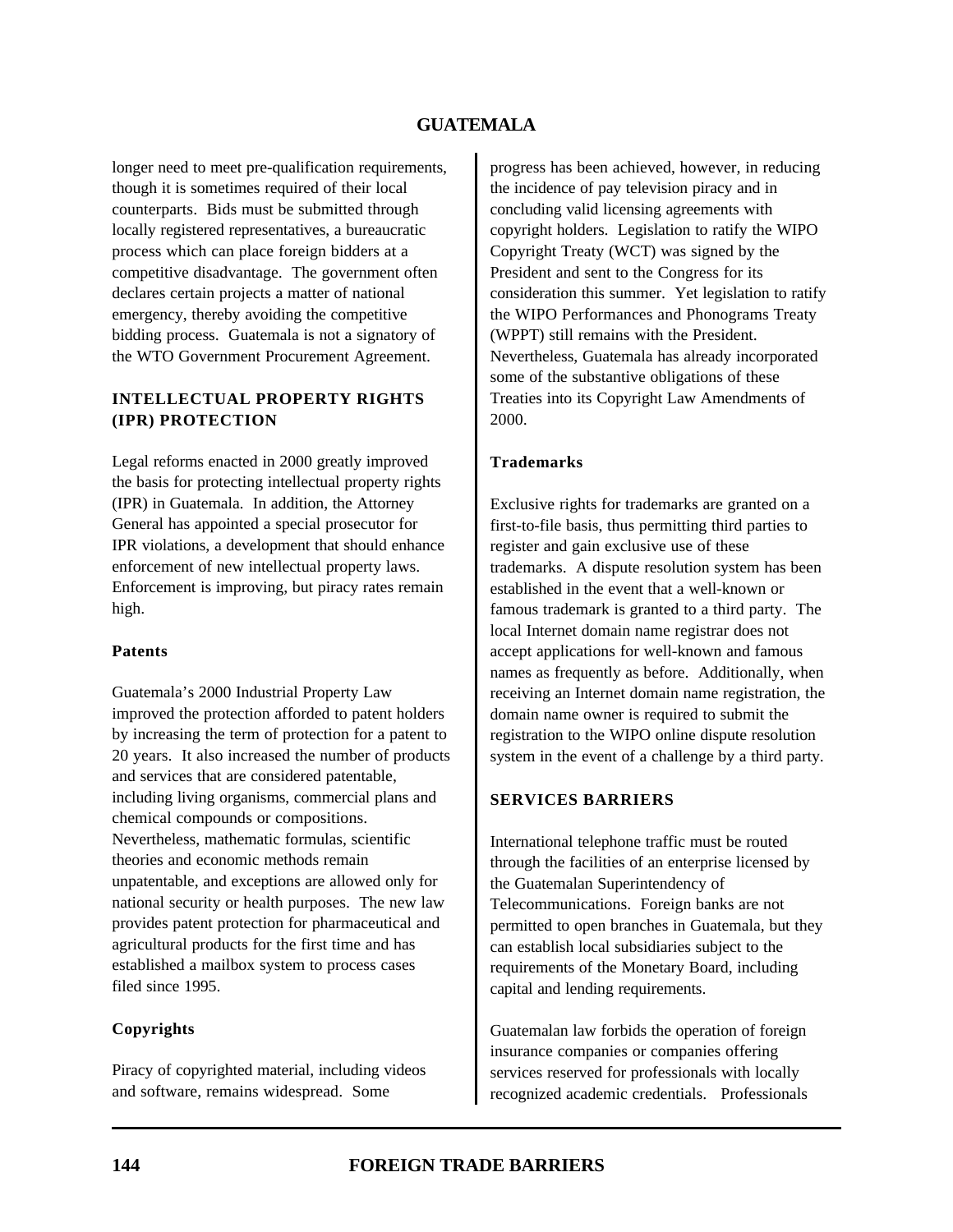longer need to meet pre-qualification requirements, though it is sometimes required of their local counterparts. Bids must be submitted through locally registered representatives, a bureaucratic process which can place foreign bidders at a competitive disadvantage. The government often declares certain projects a matter of national emergency, thereby avoiding the competitive bidding process. Guatemala is not a signatory of the WTO Government Procurement Agreement.

## INTELLECTUAL PROPERTY RIGHTS (IPR) PROTECTION

Legal reforms enacted in 2000 greatly improved the basis for protecting intellectual property rights (IPR) in Guatemala. In addition, the Attorney General has appointed a special prosecutor for IPR violations, a development that should enhance enforcement of new intellectual property laws. Enforcement is improving, but piracy rates remain high.

### Patents

Guatemala's 2000 Industrial Property Law improved the protection afforded to patent holders by increasing the term of protection for a patent to 20 years. It also increased the number of products and services that are considered patentable, including living organisms, commercial plans and chemical compounds or compositions. Nevertheless, mathematic formulas, scientific theories and economic methods remain unpatentable, and exceptions are allowed only for national security or health purposes. The new law provides patent protection for pharmaceutical and agricultural products for the first time and has established a mailbox system to process cases filed since 1995.

### Copyrights

Piracy of copyrighted material, including videos and software, remains widespread. Some progress has been achieved, however, in reducing the incidence of pay television piracy and in concluding valid licensing agreements with copyright holders. Legislation to ratify the WIPO Copyright Treaty (WCT) was signed by the President and sent to the Congress for its consideration this summer. Yet legislation to ratify the WIPO Performances and Phonograms Treaty (WPPT) still remains with the President. Nevertheless, Guatemala has already incorporated some of the substantive obligations of these Treaties into its Copyright Law Amendments of 2000.

### Trademarks

Exclusive rights for trademarks are granted on a first-to-file basis, thus permitting third parties to register and gain exclusive use of these trademarks. A dispute resolution system has been established in the event that a well-known or famous trademark is granted to a third party. The local Internet domain name registrar does not accept applications for well-known and famous names as frequently as before. Additionally, when receiving an Internet domain name registration, the domain name owner is required to submit the registration to the WIPO online dispute resolution system in the event of a challenge by a third party.

## SERVICES BARRIERS

International telephone traffic must be routed through the facilities of an enterprise licensed by the Guatemalan Superintendency of Telecommunications. Foreign banks are not permitted to open branches in Guatemala, but they can establish local subsidiaries subject to the requirements of the Monetary Board, including capital and lending requirements.

Guatemalan law forbids the operation of foreign insurance companies or companies offering services reserved for professionals with locally recognized academic credentials. Professionals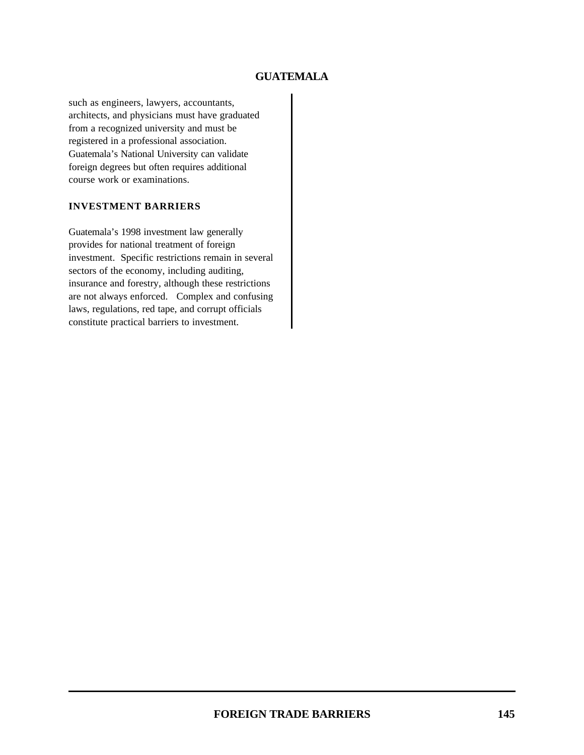such as engineers, lawyers, accountants, architects, and physicians must have graduated from a recognized university and must be registered in a professional association. Guatemala's National University can validate foreign degrees but often requires additional course work or examinations.

## INVESTMENT BARRIERS

Guatemala's 1998 investment law generally provides for national treatment of foreign investment. Specific restrictions remain in several sectors of the economy, including auditing, insurance and forestry, although these restrictions are not always enforced. Complex and confusing laws, regulations, red tape, and corrupt officials constitute practical barriers to investment.